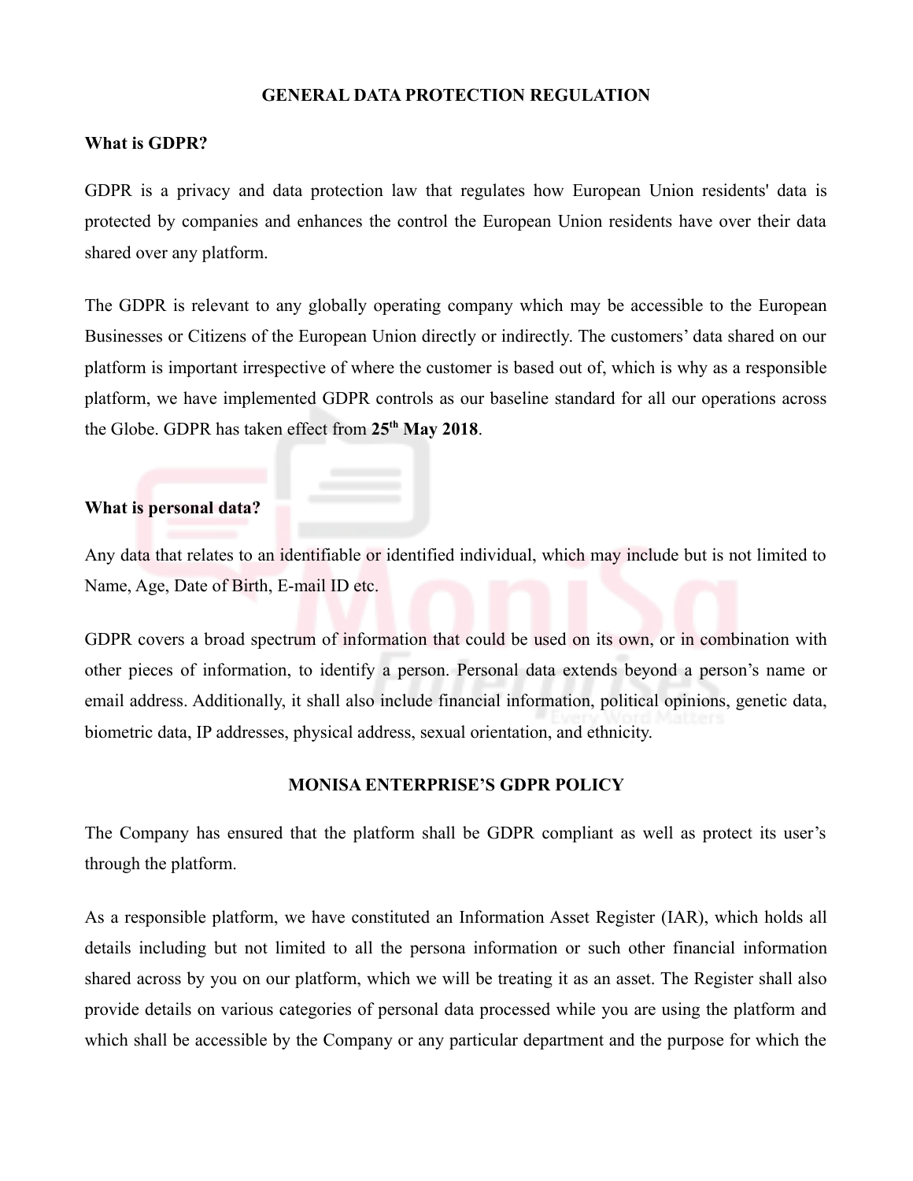# GENERAL DATA PROTECTION REGULATION

## What is GDPR?

GDPR is a privacy and data protection law that regulates how European Union residents' data is protected by companies and enhances the control the European Union residents have over their data shared over any platform.

The GDPR is relevant to any globally operating company which may be accessible to the European Businesses or Citizens of the European Union directly or indirectly. The customers' data shared on our platform is important irrespective of where the customer is based out of, which is why as a responsible platform, we have implemented GDPR controls as our baseline standard for all our operations across the Globe. GDPR has taken effect from **25th May 2018**.

## What is personal data?

Any data that relates to an identifiable or identified individual, which may include but is not limited to Name, Age, Date of Birth, E-mail ID etc.

GDPR covers a broad spectrum of information that could be used on its own, or in combination with other pieces of information, to identify a person. Personal data extends beyond a person's name or email address. Additionally, it shall also include financial information, political opinions, genetic data, biometric data, IP addresses, physical address, sexual orientation, and ethnicity.

# MONISA ENTERPRISE'S GDPR POLICY

The Company has ensured that the platform shall be GDPR compliant as well as protect its user's through the platform.

As a responsible platform, we have constituted an Information Asset Register (IAR), which holds all details including but not limited to all the persona information or such other financial information shared across by you on our platform, which we will be treating it as an asset. The Register shall also provide details on various categories of personal data processed while you are using the platform and which shall be accessible by the Company or any particular department and the purpose for which the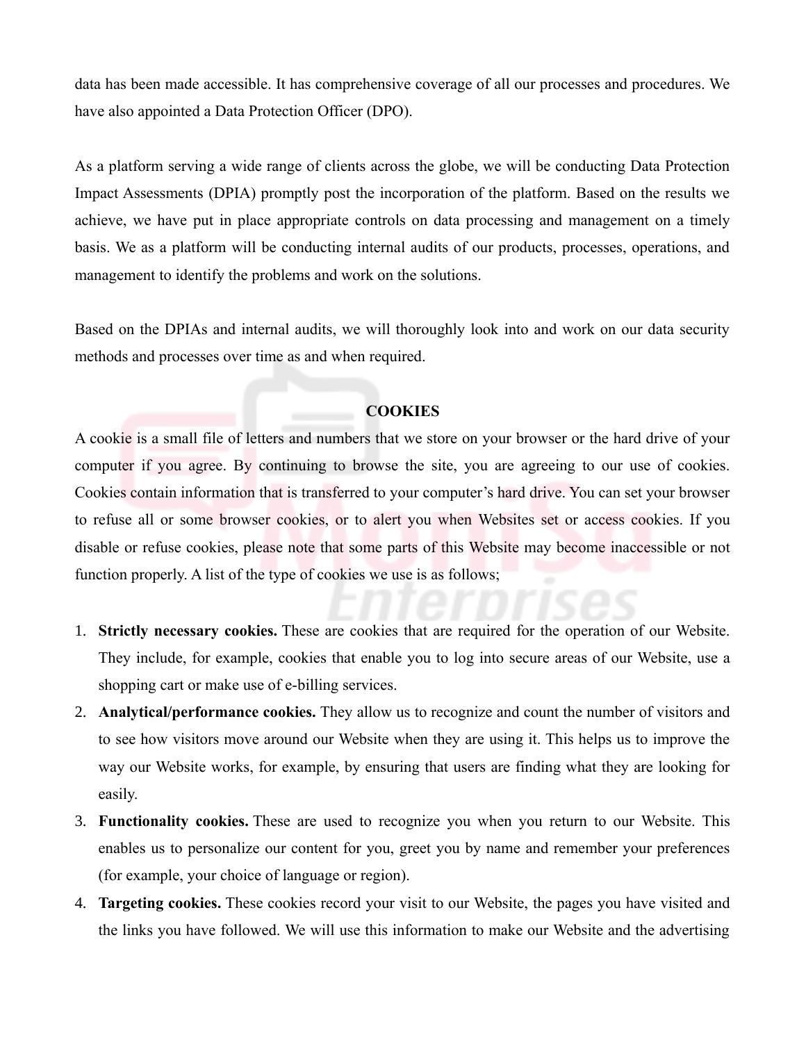data has been made accessible. It has comprehensive coverage of all our processes and procedures. We have also appointed a Data Protection Officer (DPO).

As a platform serving a wide range of clients across the globe, we will be conducting Data Protection Impact Assessments (DPIA) promptly post the incorporation of the platform. Based on the results we achieve, we have put in place appropriate controls on data processing and management on a timely basis. We as a platform will be conducting internal audits of our products, processes, operations, and management to identify the problems and work on the solutions.

Based on the DPIAs and internal audits, we will thoroughly look into and work on our data security methods and processes over time as and when required.

## COOKIES

A cookie is a small file of letters and numbers that we store on your browser or the hard drive of your computer if you agree. By continuing to browse the site, you are agreeing to our use of cookies. Cookies contain information that is transferred to your computer's hard drive. You can set your browser to refuse all or some browser cookies, or to alert you when Websites set or access cookies. If you disable or refuse cookies, please note that some parts of this Website may become inaccessible or not function properly. A list of the type of cookies we use is as follows;

1. **Strictly necessary cookies.** These are cookies that are required for the operation of our Website. They include, for example, cookies that enable you to log into secure areas of our Website, use a shopping cart or make use of e-billing services.
2. **Analytical/performance cookies.** They allow us to recognize and count the number of visitors and to see how visitors move around our Website when they are using it. This helps us to improve the way our Website works, for example, by ensuring that users are finding what they are looking for easily.
3. **Functionality cookies.** These are used to recognize you when you return to our Website. This enables us to personalize our content for you, greet you by name and remember your preferences (for example, your choice of language or region).
4. **Targeting cookies.** These cookies record your visit to our Website, the pages you have visited and the links you have followed. We will use this information to make our Website and the advertising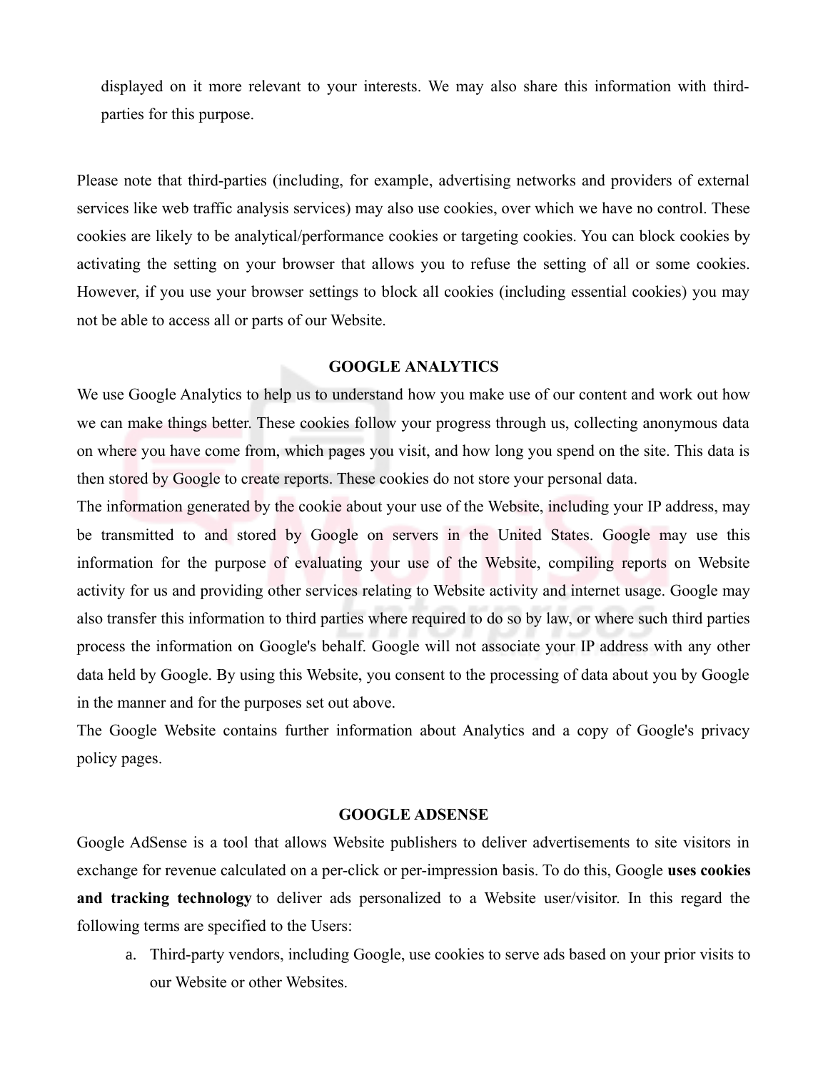displayed on it more relevant to your interests. We may also share this information with third-parties for this purpose.

Please note that third-parties (including, for example, advertising networks and providers of external services like web traffic analysis services) may also use cookies, over which we have no control. These cookies are likely to be analytical/performance cookies or targeting cookies. You can block cookies by activating the setting on your browser that allows you to refuse the setting of all or some cookies. However, if you use your browser settings to block all cookies (including essential cookies) you may not be able to access all or parts of our Website.

## GOOGLE ANALYTICS

We use Google Analytics to help us to understand how you make use of our content and work out how we can make things better. These cookies follow your progress through us, collecting anonymous data on where you have come from, which pages you visit, and how long you spend on the site. This data is then stored by Google to create reports. These cookies do not store your personal data.

The information generated by the cookie about your use of the Website, including your IP address, may be transmitted to and stored by Google on servers in the United States. Google may use this information for the purpose of evaluating your use of the Website, compiling reports on Website activity for us and providing other services relating to Website activity and internet usage. Google may also transfer this information to third parties where required to do so by law, or where such third parties process the information on Google's behalf. Google will not associate your IP address with any other data held by Google. By using this Website, you consent to the processing of data about you by Google in the manner and for the purposes set out above.

The Google Website contains further information about Analytics and a copy of Google's privacy policy pages.

## GOOGLE ADSENSE

Google AdSense is a tool that allows Website publishers to deliver advertisements to site visitors in exchange for revenue calculated on a per-click or per-impression basis. To do this, Google **uses cookies and tracking technology** to deliver ads personalized to a Website user/visitor. In this regard the following terms are specified to the Users:

a. Third-party vendors, including Google, use cookies to serve ads based on your prior visits to our Website or other Websites.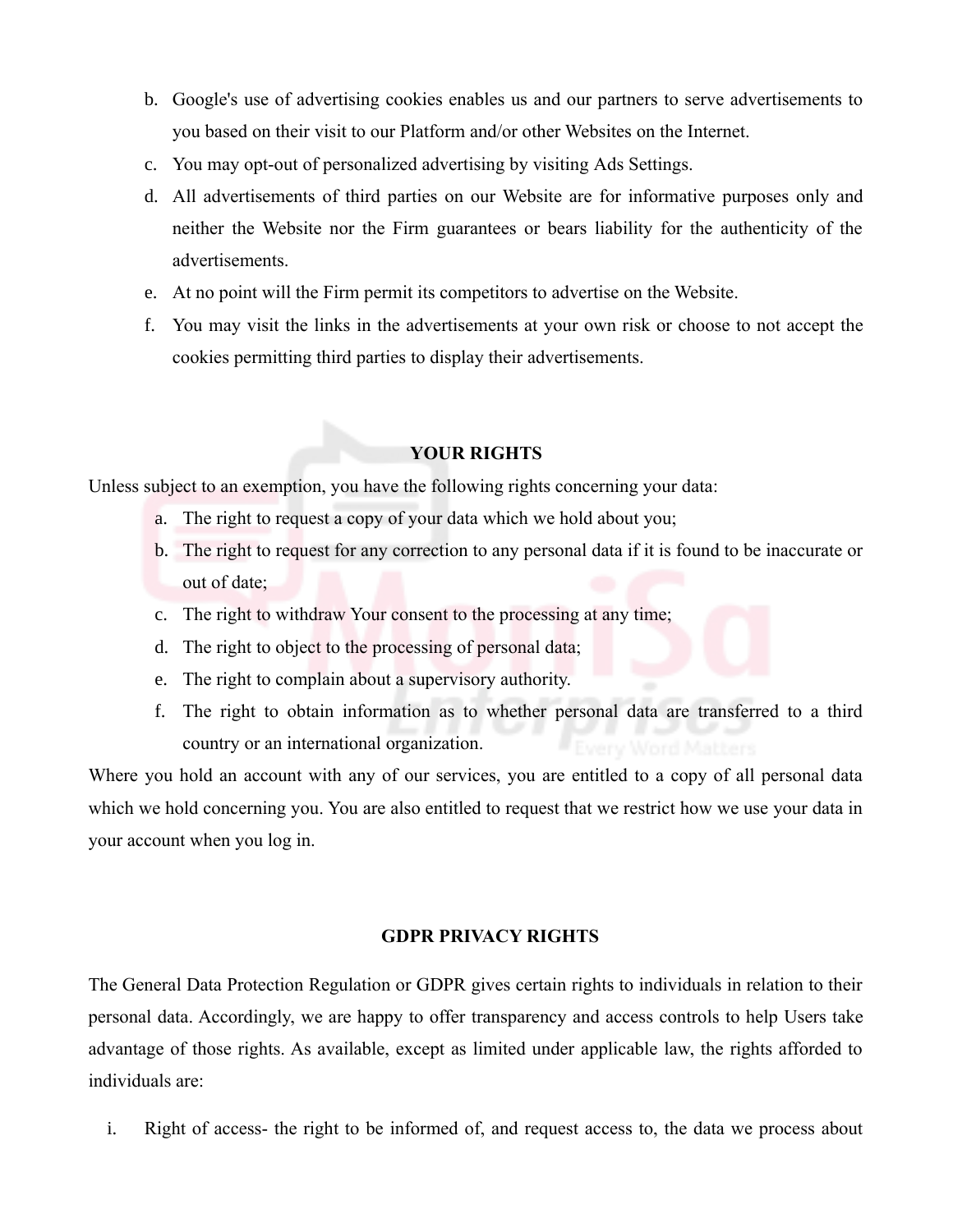b. Google's use of advertising cookies enables us and our partners to serve advertisements to you based on their visit to our Platform and/or other Websites on the Internet.

c. You may opt-out of personalized advertising by visiting Ads Settings.

d. All advertisements of third parties on our Website are for informative purposes only and neither the Website nor the Firm guarantees or bears liability for the authenticity of the advertisements.

e. At no point will the Firm permit its competitors to advertise on the Website.

f. You may visit the links in the advertisements at your own risk or choose to not accept the cookies permitting third parties to display their advertisements.

## YOUR RIGHTS

Unless subject to an exemption, you have the following rights concerning your data:

a. The right to request a copy of your data which we hold about you;

b. The right to request for any correction to any personal data if it is found to be inaccurate or out of date;

c. The right to withdraw Your consent to the processing at any time;

d. The right to object to the processing of personal data;

e. The right to complain about a supervisory authority.

f. The right to obtain information as to whether personal data are transferred to a third country or an international organization.

Where you hold an account with any of our services, you are entitled to a copy of all personal data which we hold concerning you. You are also entitled to request that we restrict how we use your data in your account when you log in.

## GDPR PRIVACY RIGHTS

The General Data Protection Regulation or GDPR gives certain rights to individuals in relation to their personal data. Accordingly, we are happy to offer transparency and access controls to help Users take advantage of those rights. As available, except as limited under applicable law, the rights afforded to individuals are:

i. Right of access- the right to be informed of, and request access to, the data we process about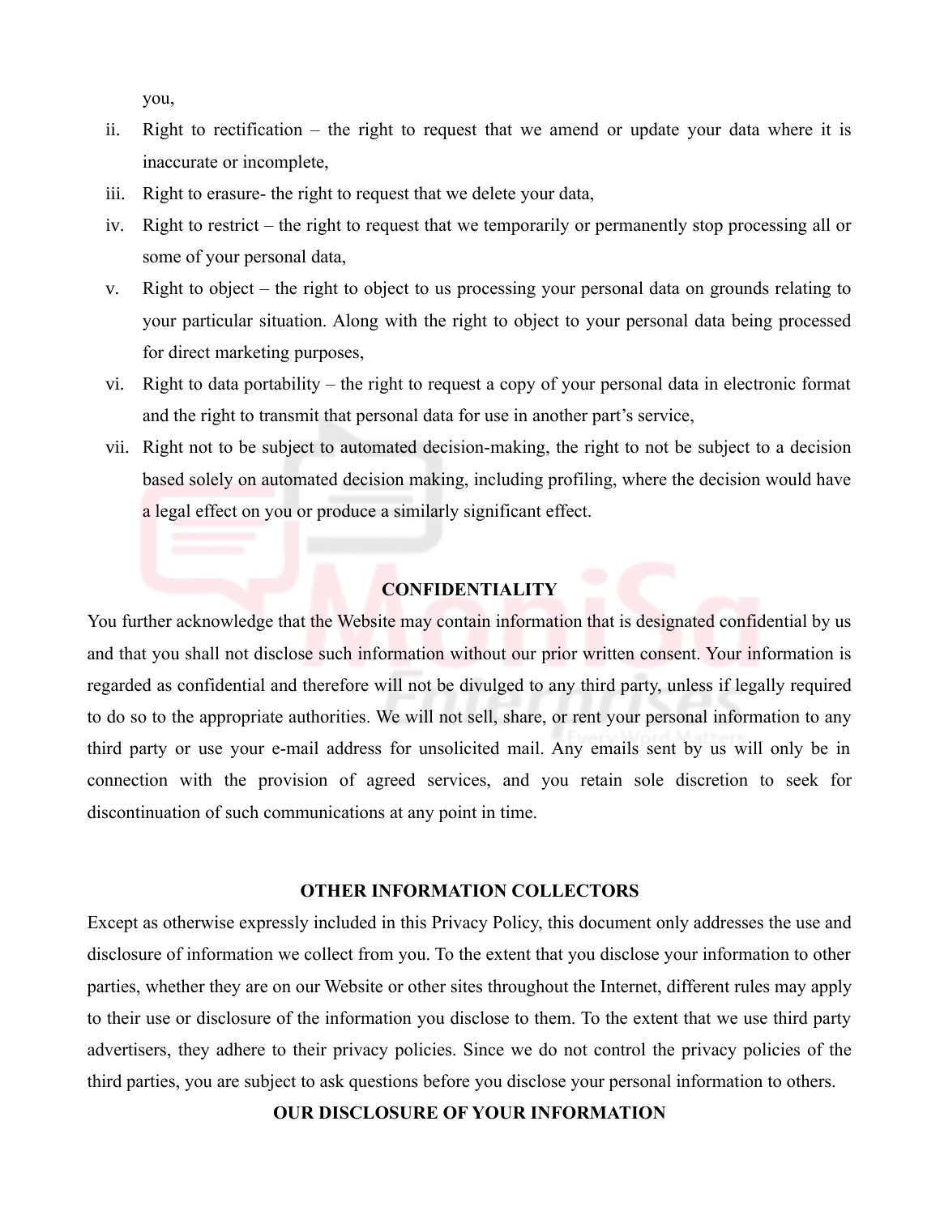you,

ii. Right to rectification – the right to request that we amend or update your data where it is inaccurate or incomplete,
iii. Right to erasure- the right to request that we delete your data,
iv. Right to restrict – the right to request that we temporarily or permanently stop processing all or some of your personal data,
v. Right to object – the right to object to us processing your personal data on grounds relating to your particular situation. Along with the right to object to your personal data being processed for direct marketing purposes,
vi. Right to data portability – the right to request a copy of your personal data in electronic format and the right to transmit that personal data for use in another part's service,
vii. Right not to be subject to automated decision-making, the right to not be subject to a decision based solely on automated decision making, including profiling, where the decision would have a legal effect on you or produce a similarly significant effect.

## CONFIDENTIALITY

You further acknowledge that the Website may contain information that is designated confidential by us and that you shall not disclose such information without our prior written consent. Your information is regarded as confidential and therefore will not be divulged to any third party, unless if legally required to do so to the appropriate authorities. We will not sell, share, or rent your personal information to any third party or use your e-mail address for unsolicited mail. Any emails sent by us will only be in connection with the provision of agreed services, and you retain sole discretion to seek for discontinuation of such communications at any point in time.

## OTHER INFORMATION COLLECTORS

Except as otherwise expressly included in this Privacy Policy, this document only addresses the use and disclosure of information we collect from you. To the extent that you disclose your information to other parties, whether they are on our Website or other sites throughout the Internet, different rules may apply to their use or disclosure of the information you disclose to them. To the extent that we use third party advertisers, they adhere to their privacy policies. Since we do not control the privacy policies of the third parties, you are subject to ask questions before you disclose your personal information to others.

## OUR DISCLOSURE OF YOUR INFORMATION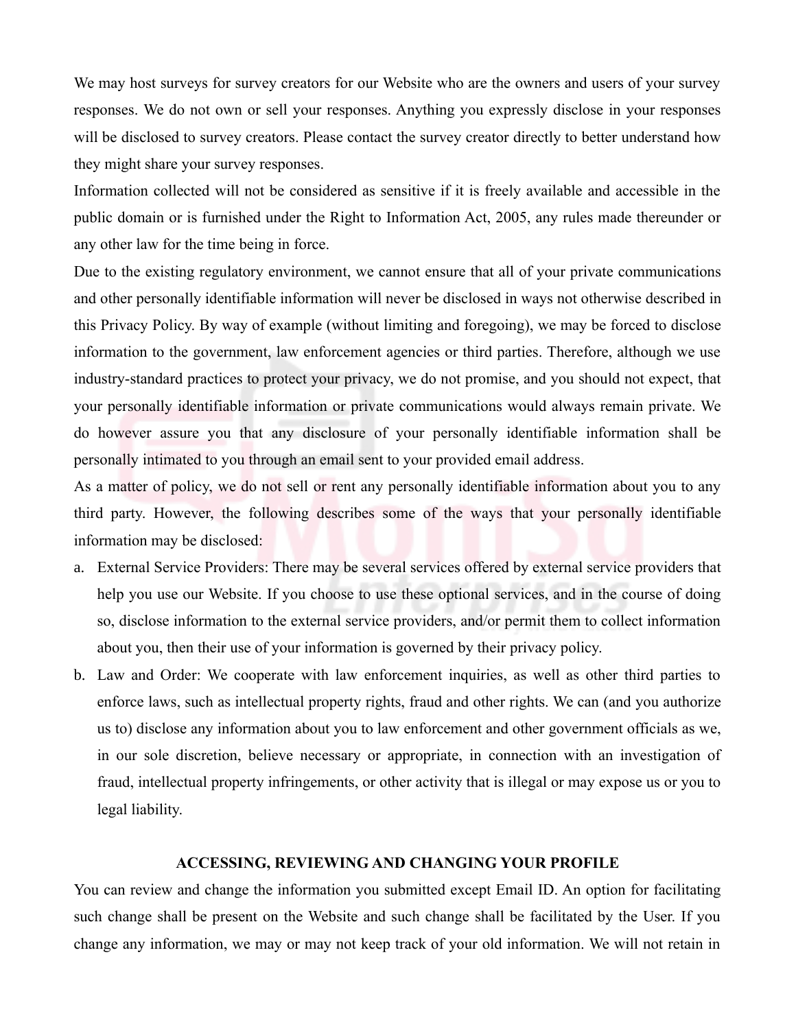We may host surveys for survey creators for our Website who are the owners and users of your survey responses. We do not own or sell your responses. Anything you expressly disclose in your responses will be disclosed to survey creators. Please contact the survey creator directly to better understand how they might share your survey responses.

Information collected will not be considered as sensitive if it is freely available and accessible in the public domain or is furnished under the Right to Information Act, 2005, any rules made thereunder or any other law for the time being in force.

Due to the existing regulatory environment, we cannot ensure that all of your private communications and other personally identifiable information will never be disclosed in ways not otherwise described in this Privacy Policy. By way of example (without limiting and foregoing), we may be forced to disclose information to the government, law enforcement agencies or third parties. Therefore, although we use industry-standard practices to protect your privacy, we do not promise, and you should not expect, that your personally identifiable information or private communications would always remain private. We do however assure you that any disclosure of your personally identifiable information shall be personally intimated to you through an email sent to your provided email address.

As a matter of policy, we do not sell or rent any personally identifiable information about you to any third party. However, the following describes some of the ways that your personally identifiable information may be disclosed:

a. External Service Providers: There may be several services offered by external service providers that help you use our Website. If you choose to use these optional services, and in the course of doing so, disclose information to the external service providers, and/or permit them to collect information about you, then their use of your information is governed by their privacy policy.
b. Law and Order: We cooperate with law enforcement inquiries, as well as other third parties to enforce laws, such as intellectual property rights, fraud and other rights. We can (and you authorize us to) disclose any information about you to law enforcement and other government officials as we, in our sole discretion, believe necessary or appropriate, in connection with an investigation of fraud, intellectual property infringements, or other activity that is illegal or may expose us or you to legal liability.

## ACCESSING, REVIEWING AND CHANGING YOUR PROFILE

You can review and change the information you submitted except Email ID. An option for facilitating such change shall be present on the Website and such change shall be facilitated by the User. If you change any information, we may or may not keep track of your old information. We will not retain in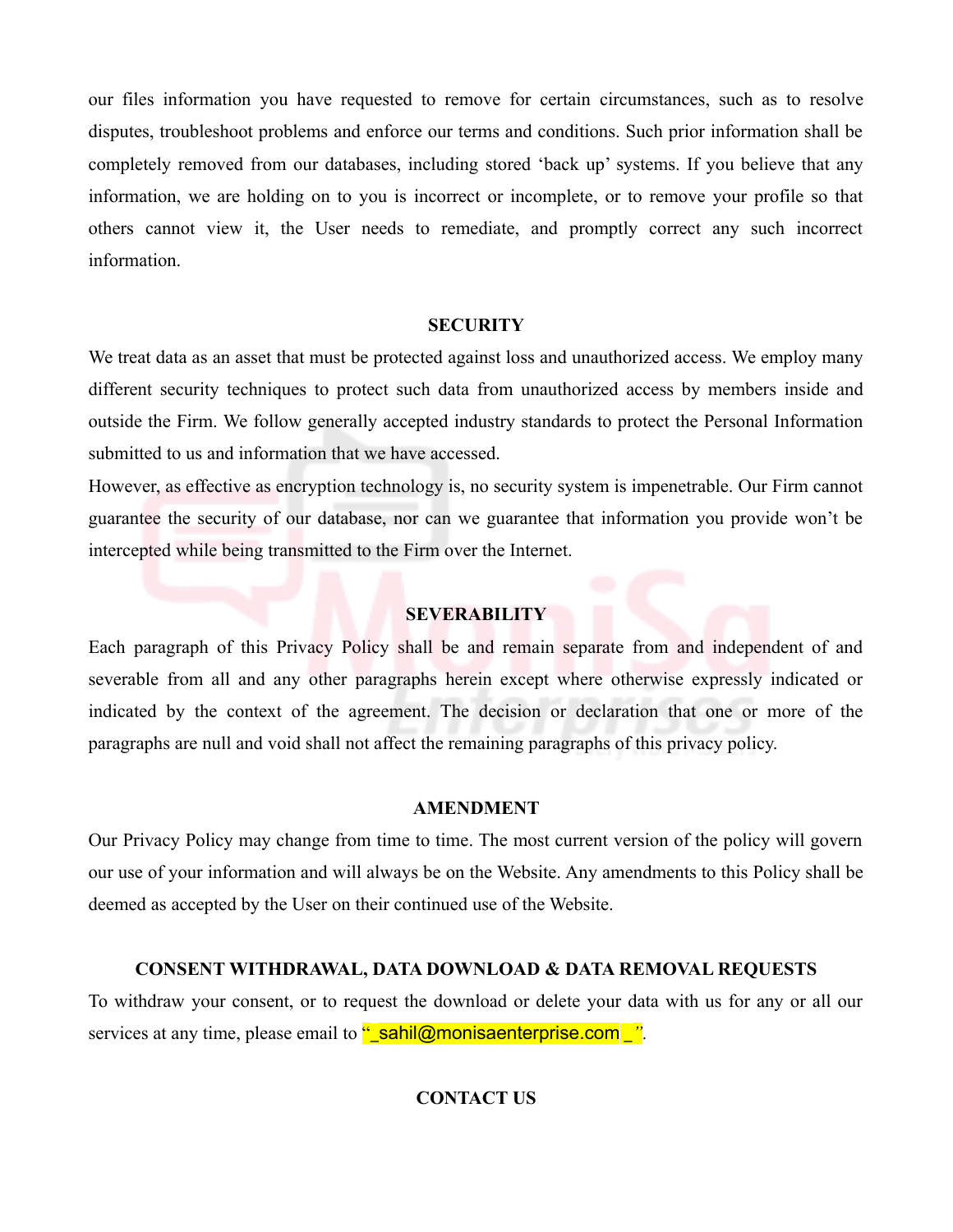our files information you have requested to remove for certain circumstances, such as to resolve disputes, troubleshoot problems and enforce our terms and conditions. Such prior information shall be completely removed from our databases, including stored 'back up' systems. If you believe that any information, we are holding on to you is incorrect or incomplete, or to remove your profile so that others cannot view it, the User needs to remediate, and promptly correct any such incorrect information.

## SECURITY

We treat data as an asset that must be protected against loss and unauthorized access. We employ many different security techniques to protect such data from unauthorized access by members inside and outside the Firm. We follow generally accepted industry standards to protect the Personal Information submitted to us and information that we have accessed.

However, as effective as encryption technology is, no security system is impenetrable. Our Firm cannot guarantee the security of our database, nor can we guarantee that information you provide won't be intercepted while being transmitted to the Firm over the Internet.

## SEVERABILITY

Each paragraph of this Privacy Policy shall be and remain separate from and independent of and severable from all and any other paragraphs herein except where otherwise expressly indicated or indicated by the context of the agreement. The decision or declaration that one or more of the paragraphs are null and void shall not affect the remaining paragraphs of this privacy policy.

## AMENDMENT

Our Privacy Policy may change from time to time. The most current version of the policy will govern our use of your information and will always be on the Website. Any amendments to this Policy shall be deemed as accepted by the User on their continued use of the Website.

## CONSENT WITHDRAWAL, DATA DOWNLOAD & DATA REMOVAL REQUESTS

To withdraw your consent, or to request the download or delete your data with us for any or all our services at any time, please email to "_sahil@monisaenterprise.com _".

## CONTACT US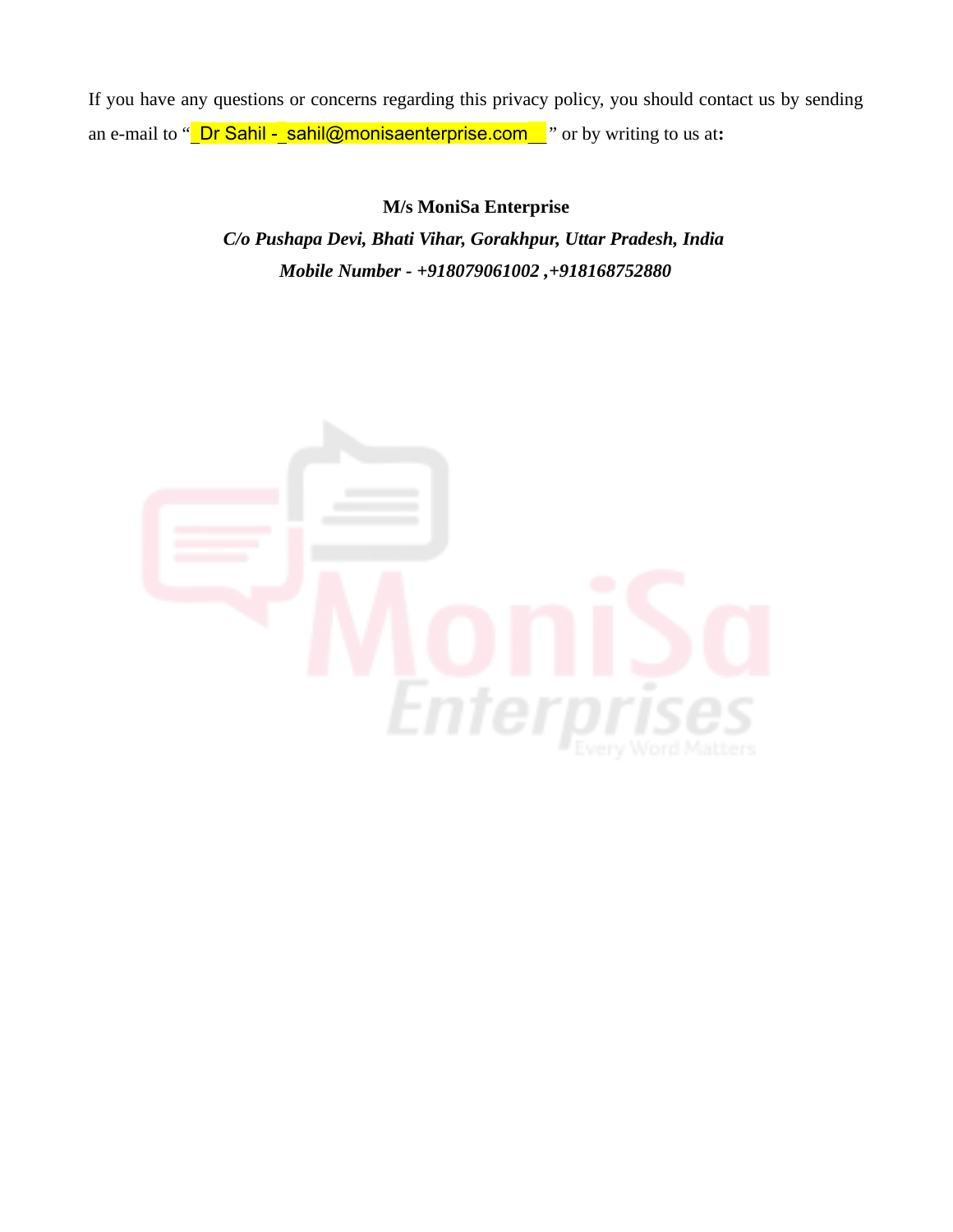If you have any questions or concerns regarding this privacy policy, you should contact us by sending an e-mail to "_Dr Sahil -_sahil@monisaenterprise.com__" or by writing to us at**:**

**M/s MoniSa Enterprise**

***C/o Pushapa Devi, Bhati Vihar, Gorakhpur, Uttar Pradesh, India***

***Mobile Number - +918079061002 ,+918168752880***